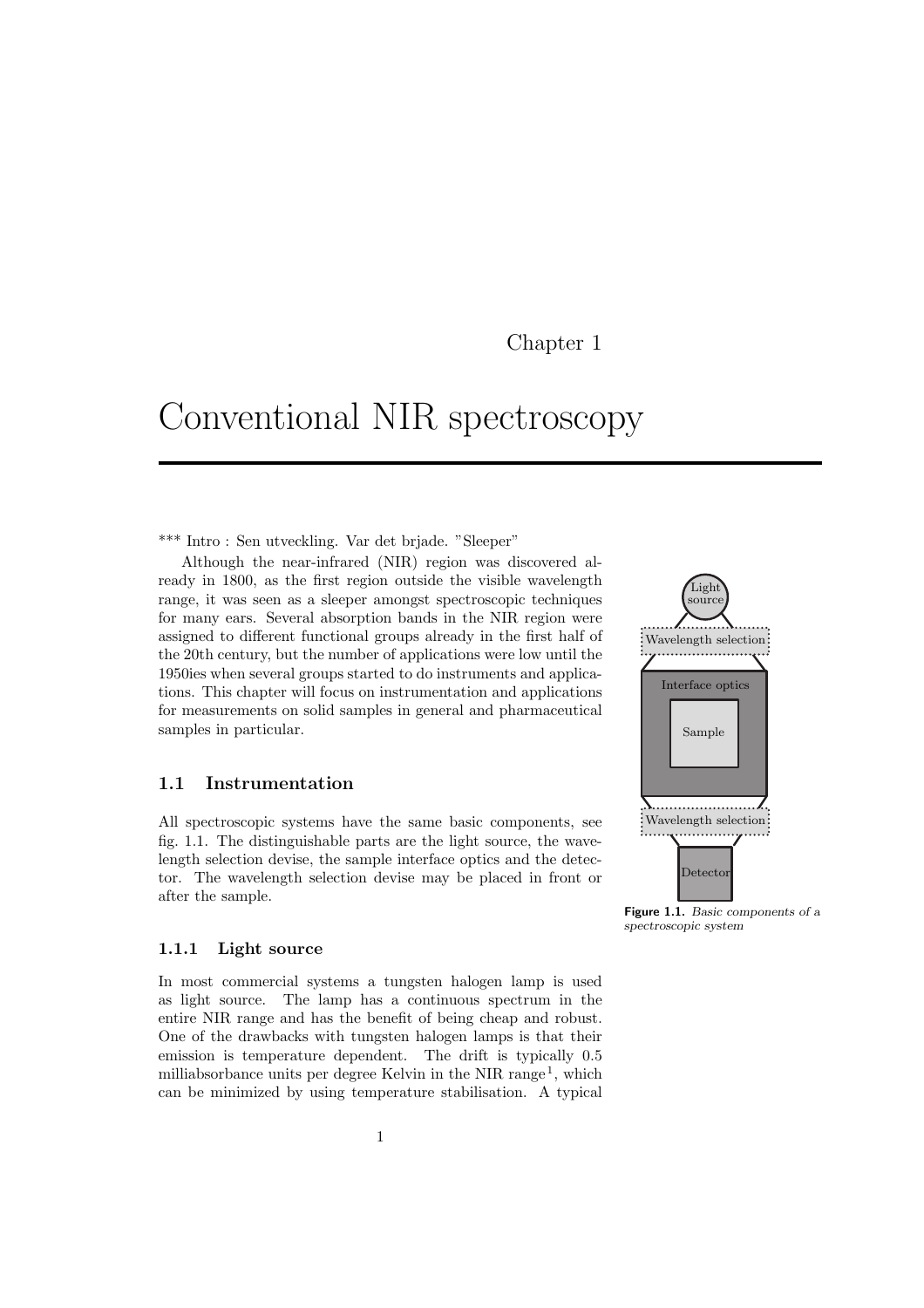Chapter 1

# Conventional NIR spectroscopy

*** Intro : Sen utveckling. Var det brjade. "Sleeper"

Although the near-infrared (NIR) region was discovered already in 1800, as the first region outside the visible wavelength range, it was seen as a sleeper amongst spectroscopic techniques for many ears. Several absorption bands in the NIR region were assigned to different functional groups already in the first half of the 20th century, but the number of applications were low until the 1950ies when several groups started to do instruments and applications. This chapter will focus on instrumentation and applications for measurements on solid samples in general and pharmaceutical samples in particular.

Light source

Wavelength selection

Interface optics

Sample

Wavelength selection

Detector

**Figure 1.1.** *Basic components of a spectroscopic system*

## 1.1 Instrumentation

All spectroscopic systems have the same basic components, see fig. 1.1. The distinguishable parts are the light source, the wavelength selection devise, the sample interface optics and the detector. The wavelength selection devise may be placed in front or after the sample.

### 1.1.1 Light source

In most commercial systems a tungsten halogen lamp is used as light source. The lamp has a continuous spectrum in the entire NIR range and has the benefit of being cheap and robust. One of the drawbacks with tungsten halogen lamps is that their emission is temperature dependent. The drift is typically 0.5 milliabsorbance units per degree Kelvin in the NIR range[1], which can be minimized by using temperature stabilisation. A typical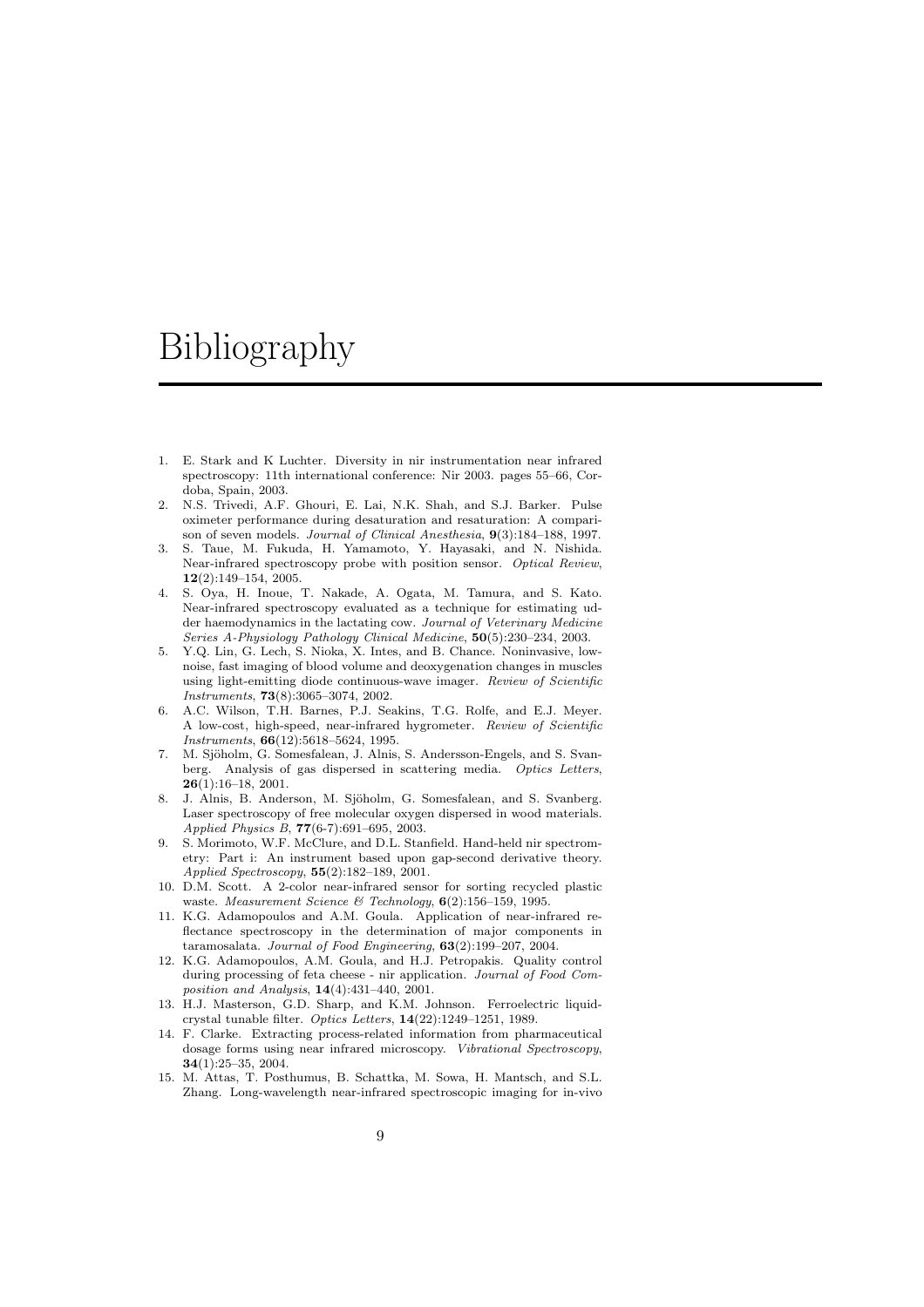# Bibliography

1. E. Stark and K Luchter. Diversity in nir instrumentation near infrared spectroscopy: 11th international conference: Nir 2003. pages 55–66, Cordoba, Spain, 2003.
2. N.S. Trivedi, A.F. Ghouri, E. Lai, N.K. Shah, and S.J. Barker. Pulse oximeter performance during desaturation and resaturation: A comparison of seven models. *Journal of Clinical Anesthesia*, **9**(3):184–188, 1997.
3. S. Taue, M. Fukuda, H. Yamamoto, Y. Hayasaki, and N. Nishida. Near-infrared spectroscopy probe with position sensor. *Optical Review*, **12**(2):149–154, 2005.
4. S. Oya, H. Inoue, T. Nakade, A. Ogata, M. Tamura, and S. Kato. Near-infrared spectroscopy evaluated as a technique for estimating udder haemodynamics in the lactating cow. *Journal of Veterinary Medicine Series A-Physiology Pathology Clinical Medicine*, **50**(5):230–234, 2003.
5. Y.Q. Lin, G. Lech, S. Nioka, X. Intes, and B. Chance. Noninvasive, low-noise, fast imaging of blood volume and deoxygenation changes in muscles using light-emitting diode continuous-wave imager. *Review of Scientific Instruments*, **73**(8):3065–3074, 2002.
6. A.C. Wilson, T.H. Barnes, P.J. Seakins, T.G. Rolfe, and E.J. Meyer. A low-cost, high-speed, near-infrared hygrometer. *Review of Scientific Instruments*, **66**(12):5618–5624, 1995.
7. M. Sjöholm, G. Somesfalean, J. Alnis, S. Andersson-Engels, and S. Svanberg. Analysis of gas dispersed in scattering media. *Optics Letters*, **26**(1):16–18, 2001.
8. J. Alnis, B. Anderson, M. Sjöholm, G. Somesfalean, and S. Svanberg. Laser spectroscopy of free molecular oxygen dispersed in wood materials. *Applied Physics B*, **77**(6-7):691–695, 2003.
9. S. Morimoto, W.F. McClure, and D.L. Stanfield. Hand-held nir spectrometry: Part i: An instrument based upon gap-second derivative theory. *Applied Spectroscopy*, **55**(2):182–189, 2001.
10. D.M. Scott. A 2-color near-infrared sensor for sorting recycled plastic waste. *Measurement Science & Technology*, **6**(2):156–159, 1995.
11. K.G. Adamopoulos and A.M. Goula. Application of near-infrared reflectance spectroscopy in the determination of major components in taramosalata. *Journal of Food Engineering*, **63**(2):199–207, 2004.
12. K.G. Adamopoulos, A.M. Goula, and H.J. Petropakis. Quality control during processing of feta cheese - nir application. *Journal of Food Composition and Analysis*, **14**(4):431–440, 2001.
13. H.J. Masterson, G.D. Sharp, and K.M. Johnson. Ferroelectric liquid-crystal tunable filter. *Optics Letters*, **14**(22):1249–1251, 1989.
14. F. Clarke. Extracting process-related information from pharmaceutical dosage forms using near infrared microscopy. *Vibrational Spectroscopy*, **34**(1):25–35, 2004.
15. M. Attas, T. Posthumus, B. Schattka, M. Sowa, H. Mantsch, and S.L. Zhang. Long-wavelength near-infrared spectroscopic imaging for in-vivo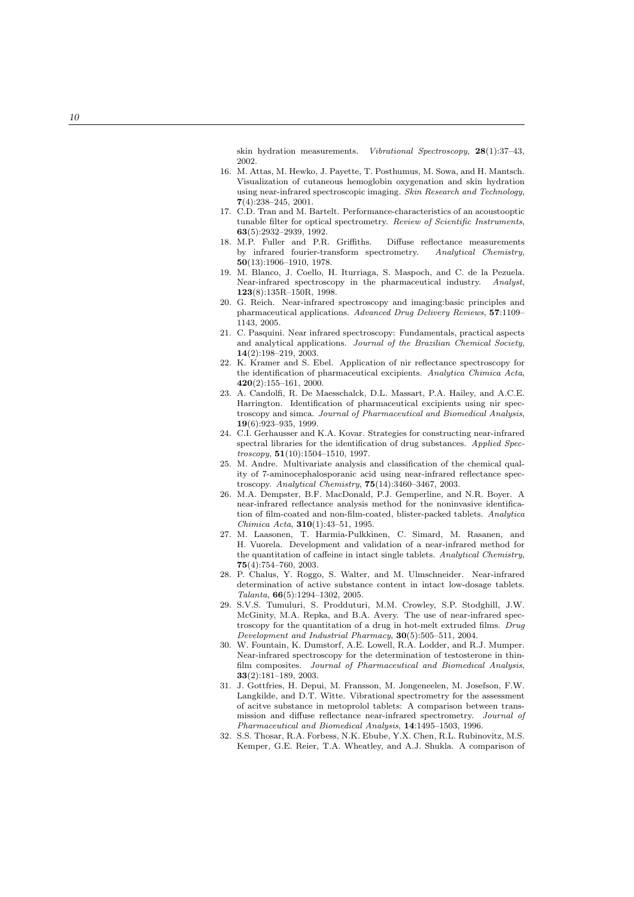skin hydration measurements. *Vibrational Spectroscopy*, **28**(1):37–43, 2002.

16. M. Attas, M. Hewko, J. Payette, T. Posthumus, M. Sowa, and H. Mantsch. Visualization of cutaneous hemoglobin oxygenation and skin hydration using near-infrared spectroscopic imaging. *Skin Research and Technology*, **7**(4):238–245, 2001.
17. C.D. Tran and M. Bartelt. Performance-characteristics of an acoustooptic tunable filter for optical spectrometry. *Review of Scientific Instruments*, **63**(5):2932–2939, 1992.
18. M.P. Fuller and P.R. Griffiths. Diffuse reflectance measurements by infrared fourier-transform spectrometry. *Analytical Chemistry*, **50**(13):1906–1910, 1978.
19. M. Blanco, J. Coello, H. Iturriaga, S. Maspoch, and C. de la Pezuela. Near-infrared spectroscopy in the pharmaceutical industry. *Analyst*, **123**(8):135R–150R, 1998.
20. G. Reich. Near-infrared spectroscopy and imaging:basic principles and pharmaceutical applications. *Advanced Drug Delivery Reviews*, **57**:1109–1143, 2005.
21. C. Pasquini. Near infrared spectroscopy: Fundamentals, practical aspects and analytical applications. *Journal of the Brazilian Chemical Society*, **14**(2):198–219, 2003.
22. K. Kramer and S. Ebel. Application of nir reflectance spectroscopy for the identification of pharmaceutical excipients. *Analytica Chimica Acta*, **420**(2):155–161, 2000.
23. A. Candolfi, R. De Maesschalck, D.L. Massart, P.A. Hailey, and A.C.E. Harrington. Identification of pharmaceutical excipients using nir spectroscopy and simca. *Journal of Pharmaceutical and Biomedical Analysis*, **19**(6):923–935, 1999.
24. C.I. Gerhausser and K.A. Kovar. Strategies for constructing near-infrared spectral libraries for the identification of drug substances. *Applied Spectroscopy*, **51**(10):1504–1510, 1997.
25. M. Andre. Multivariate analysis and classification of the chemical quality of 7-aminocephalosporanic acid using near-infrared reflectance spectroscopy. *Analytical Chemistry*, **75**(14):3460–3467, 2003.
26. M.A. Dempster, B.F. MacDonald, P.J. Gemperline, and N.R. Boyer. A near-infrared reflectance analysis method for the noninvasive identification of film-coated and non-film-coated, blister-packed tablets. *Analytica Chimica Acta*, **310**(1):43–51, 1995.
27. M. Laasonen, T. Harmia-Pulkkinen, C. Simard, M. Rasanen, and H. Vuorela. Development and validation of a near-infrared method for the quantitation of caffeine in intact single tablets. *Analytical Chemistry*, **75**(4):754–760, 2003.
28. P. Chalus, Y. Roggo, S. Walter, and M. Ulmschneider. Near-infrared determination of active substance content in intact low-dosage tablets. *Talanta*, **66**(5):1294–1302, 2005.
29. S.V.S. Tumuluri, S. Prodduturi, M.M. Crowley, S.P. Stodghill, J.W. McGinity, M.A. Repka, and B.A. Avery. The use of near-infrared spectroscopy for the quantitation of a drug in hot-melt extruded films. *Drug Development and Industrial Pharmacy*, **30**(5):505–511, 2004.
30. W. Fountain, K. Dumstorf, A.E. Lowell, R.A. Lodder, and R.J. Mumper. Near-infrared spectroscopy for the determination of testosterone in thin-film composites. *Journal of Pharmaceutical and Biomedical Analysis*, **33**(2):181–189, 2003.
31. J. Gottfries, H. Depui, M. Fransson, M. Jongeneelen, M. Josefson, F.W. Langkilde, and D.T. Witte. Vibrational spectrometry for the assessment of acitve substance in metoprolol tablets: A comparison between transmission and diffuse reflectance near-infrared spectrometry. *Journal of Pharmaceutical and Biomedical Analysis*, **14**:1495–1503, 1996.
32. S.S. Thosar, R.A. Forbess, N.K. Ebube, Y.X. Chen, R.L. Rubinovitz, M.S. Kemper, G.E. Reier, T.A. Wheatley, and A.J. Shukla. A comparison of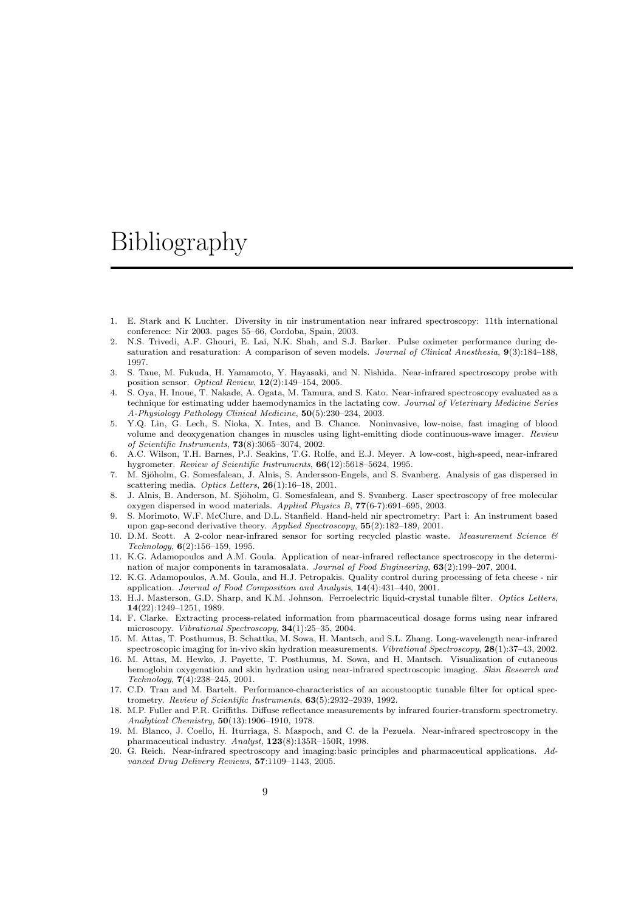# Bibliography

1. E. Stark and K Luchter. Diversity in nir instrumentation near infrared spectroscopy: 11th international conference: Nir 2003. pages 55–66, Cordoba, Spain, 2003.
2. N.S. Trivedi, A.F. Ghouri, E. Lai, N.K. Shah, and S.J. Barker. Pulse oximeter performance during desaturation and resaturation: A comparison of seven models. *Journal of Clinical Anesthesia*, **9**(3):184–188, 1997.
3. S. Taue, M. Fukuda, H. Yamamoto, Y. Hayasaki, and N. Nishida. Near-infrared spectroscopy probe with position sensor. *Optical Review*, **12**(2):149–154, 2005.
4. S. Oya, H. Inoue, T. Nakade, A. Ogata, M. Tamura, and S. Kato. Near-infrared spectroscopy evaluated as a technique for estimating udder haemodynamics in the lactating cow. *Journal of Veterinary Medicine Series A-Physiology Pathology Clinical Medicine*, **50**(5):230–234, 2003.
5. Y.Q. Lin, G. Lech, S. Nioka, X. Intes, and B. Chance. Noninvasive, low-noise, fast imaging of blood volume and deoxygenation changes in muscles using light-emitting diode continuous-wave imager. *Review of Scientific Instruments*, **73**(8):3065–3074, 2002.
6. A.C. Wilson, T.H. Barnes, P.J. Seakins, T.G. Rolfe, and E.J. Meyer. A low-cost, high-speed, near-infrared hygrometer. *Review of Scientific Instruments*, **66**(12):5618–5624, 1995.
7. M. Sjöholm, G. Somesfalean, J. Alnis, S. Andersson-Engels, and S. Svanberg. Analysis of gas dispersed in scattering media. *Optics Letters*, **26**(1):16–18, 2001.
8. J. Alnis, B. Anderson, M. Sjöholm, G. Somesfalean, and S. Svanberg. Laser spectroscopy of free molecular oxygen dispersed in wood materials. *Applied Physics B*, **77**(6-7):691–695, 2003.
9. S. Morimoto, W.F. McClure, and D.L. Stanfield. Hand-held nir spectrometry: Part i: An instrument based upon gap-second derivative theory. *Applied Spectroscopy*, **55**(2):182–189, 2001.
10. D.M. Scott. A 2-color near-infrared sensor for sorting recycled plastic waste. *Measurement Science & Technology*, **6**(2):156–159, 1995.
11. K.G. Adamopoulos and A.M. Goula. Application of near-infrared reflectance spectroscopy in the determination of major components in taramosalata. *Journal of Food Engineering*, **63**(2):199–207, 2004.
12. K.G. Adamopoulos, A.M. Goula, and H.J. Petropakis. Quality control during processing of feta cheese - nir application. *Journal of Food Composition and Analysis*, **14**(4):431–440, 2001.
13. H.J. Masterson, G.D. Sharp, and K.M. Johnson. Ferroelectric liquid-crystal tunable filter. *Optics Letters*, **14**(22):1249–1251, 1989.
14. F. Clarke. Extracting process-related information from pharmaceutical dosage forms using near infrared microscopy. *Vibrational Spectroscopy*, **34**(1):25–35, 2004.
15. M. Attas, T. Posthumus, B. Schattka, M. Sowa, H. Mantsch, and S.L. Zhang. Long-wavelength near-infrared spectroscopic imaging for in-vivo skin hydration measurements. *Vibrational Spectroscopy*, **28**(1):37–43, 2002.
16. M. Attas, M. Hewko, J. Payette, T. Posthumus, M. Sowa, and H. Mantsch. Visualization of cutaneous hemoglobin oxygenation and skin hydration using near-infrared spectroscopic imaging. *Skin Research and Technology*, **7**(4):238–245, 2001.
17. C.D. Tran and M. Bartelt. Performance-characteristics of an acoustooptic tunable filter for optical spectrometry. *Review of Scientific Instruments*, **63**(5):2932–2939, 1992.
18. M.P. Fuller and P.R. Griffiths. Diffuse reflectance measurements by infrared fourier-transform spectrometry. *Analytical Chemistry*, **50**(13):1906–1910, 1978.
19. M. Blanco, J. Coello, H. Iturriaga, S. Maspoch, and C. de la Pezuela. Near-infrared spectroscopy in the pharmaceutical industry. *Analyst*, **123**(8):135R–150R, 1998.
20. G. Reich. Near-infrared spectroscopy and imaging:basic principles and pharmaceutical applications. *Advanced Drug Delivery Reviews*, **57**:1109–1143, 2005.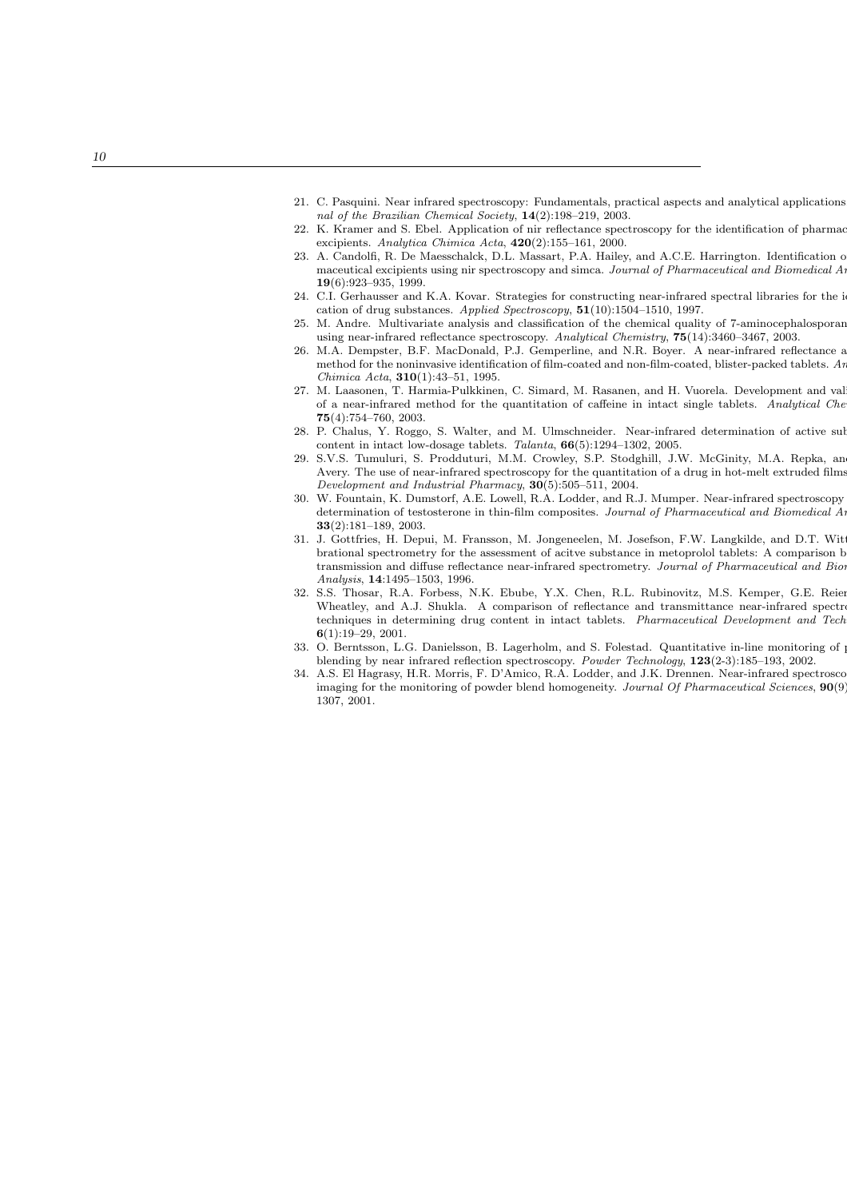21. C. Pasquini. Near infrared spectroscopy: Fundamentals, practical aspects and analytical applications *nal of the Brazilian Chemical Society*, **14**(2):198–219, 2003.
22. K. Kramer and S. Ebel. Application of nir reflectance spectroscopy for the identification of pharmac excipients. *Analytica Chimica Acta*, **420**(2):155–161, 2000.
23. A. Candolfi, R. De Maesschalck, D.L. Massart, P.A. Hailey, and A.C.E. Harrington. Identification o maceutical excipients using nir spectroscopy and simca. *Journal of Pharmaceutical and Biomedical An* **19**(6):923–935, 1999.
24. C.I. Gerhausser and K.A. Kovar. Strategies for constructing near-infrared spectral libraries for the i cation of drug substances. *Applied Spectroscopy*, **51**(10):1504–1510, 1997.
25. M. Andre. Multivariate analysis and classification of the chemical quality of 7-aminocephalosporan using near-infrared reflectance spectroscopy. *Analytical Chemistry*, **75**(14):3460–3467, 2003.
26. M.A. Dempster, B.F. MacDonald, P.J. Gemperline, and N.R. Boyer. A near-infrared reflectance a method for the noninvasive identification of film-coated and non-film-coated, blister-packed tablets. *An Chimica Acta*, **310**(1):43–51, 1995.
27. M. Laasonen, T. Harmia-Pulkkinen, C. Simard, M. Rasanen, and H. Vuorela. Development and vali of a near-infrared method for the quantitation of caffeine in intact single tablets. *Analytical Che* **75**(4):754–760, 2003.
28. P. Chalus, Y. Roggo, S. Walter, and M. Ulmschneider. Near-infrared determination of active sub content in intact low-dosage tablets. *Talanta*, **66**(5):1294–1302, 2005.
29. S.V.S. Tumuluri, S. Prodduturi, M.M. Crowley, S.P. Stodghill, J.W. McGinity, M.A. Repka, and Avery. The use of near-infrared spectroscopy for the quantitation of a drug in hot-melt extruded films *Development and Industrial Pharmacy*, **30**(5):505–511, 2004.
30. W. Fountain, K. Dumstorf, A.E. Lowell, R.A. Lodder, and R.J. Mumper. Near-infrared spectroscopy determination of testosterone in thin-film composites. *Journal of Pharmaceutical and Biomedical An* **33**(2):181–189, 2003.
31. J. Gottfries, H. Depui, M. Fransson, M. Jongeneelen, M. Josefson, F.W. Langkilde, and D.T. Witt brational spectrometry for the assessment of acitve substance in metoprolol tablets: A comparison b transmission and diffuse reflectance near-infrared spectrometry. *Journal of Pharmaceutical and Bion Analysis*, **14**:1495–1503, 1996.
32. S.S. Thosar, R.A. Forbess, N.K. Ebube, Y.X. Chen, R.L. Rubinovitz, M.S. Kemper, G.E. Reier Wheatley, and A.J. Shukla. A comparison of reflectance and transmittance near-infrared spectro techniques in determining drug content in intact tablets. *Pharmaceutical Development and Tech* **6**(1):19–29, 2001.
33. O. Berntsson, L.G. Danielsson, B. Lagerholm, and S. Folestad. Quantitative in-line monitoring of p blending by near infrared reflection spectroscopy. *Powder Technology*, **123**(2-3):185–193, 2002.
34. A.S. El Hagrasy, H.R. Morris, F. D'Amico, R.A. Lodder, and J.K. Drennen. Near-infrared spectrosco imaging for the monitoring of powder blend homogeneity. *Journal Of Pharmaceutical Sciences*, **90**(9) 1307, 2001.